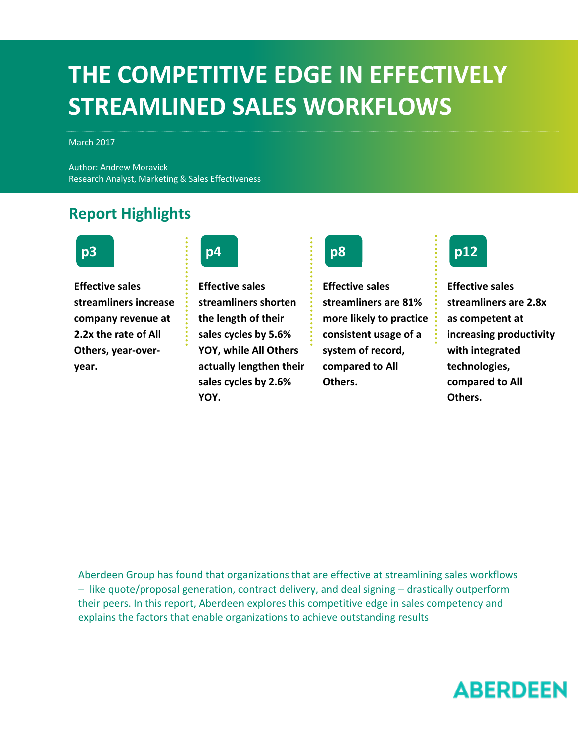# THE COMPETITIVE EDGE IN EFFECTIVELY STREAMLINED SALES WORKFLOWS

March 2017

Author: Andrew Moravick
Research Analyst, Marketing & Sales Effectiveness

## Report Highlights

**p3**

**Effective sales streamliners increase company revenue at 2.2x the rate of All Others, year-over-year.**

**p4**

**Effective sales streamliners shorten the length of their sales cycles by 5.6% YOY, while All Others actually lengthen their sales cycles by 2.6% YOY.**

**p8**

**Effective sales streamliners are 81% more likely to practice consistent usage of a system of record, compared to All Others.**

**p12**

**Effective sales streamliners are 2.8x as competent at increasing productivity with integrated technologies, compared to All Others.**

Aberdeen Group has found that organizations that are effective at streamlining sales workflows – like quote/proposal generation, contract delivery, and deal signing – drastically outperform their peers. In this report, Aberdeen explores this competitive edge in sales competency and explains the factors that enable organizations to achieve outstanding results

ABERDEEN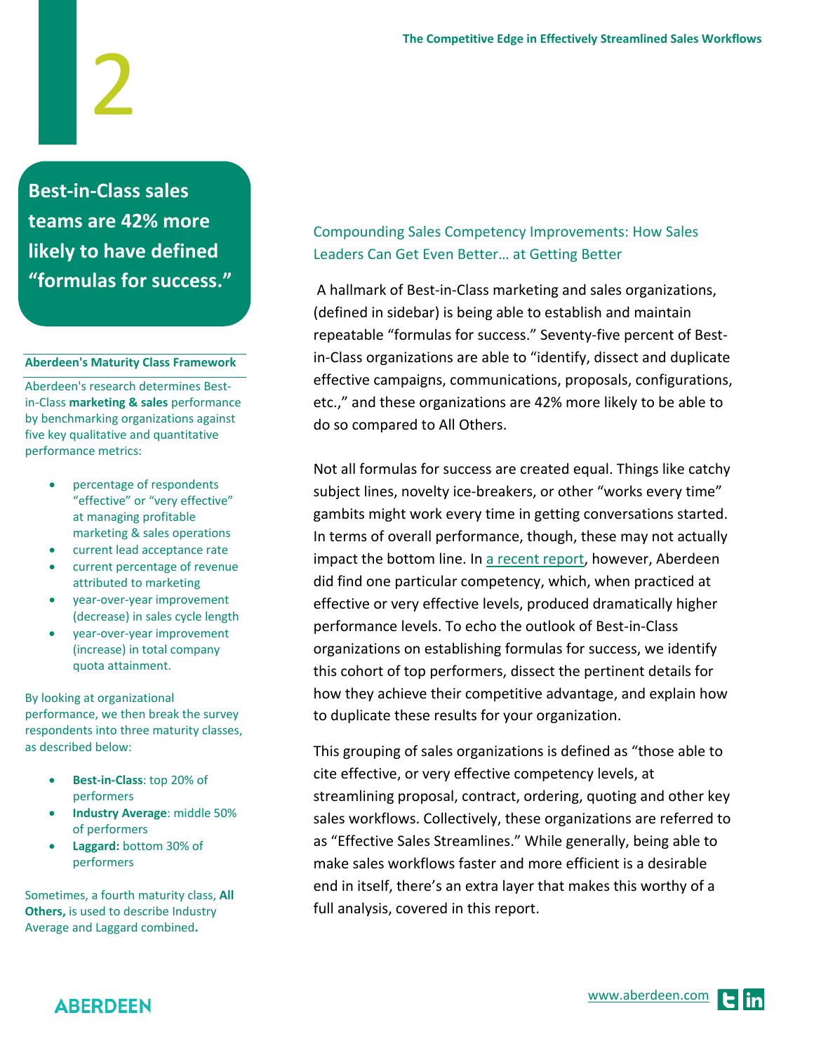**Best-in-Class sales teams are 42% more likely to have defined "formulas for success."**

**Aberdeen's Maturity Class Framework**

Aberdeen's research determines Best-in-Class **marketing & sales** performance by benchmarking organizations against five key qualitative and quantitative performance metrics:

- percentage of respondents "effective" or "very effective" at managing profitable marketing & sales operations
- current lead acceptance rate
- current percentage of revenue attributed to marketing
- year-over-year improvement (decrease) in sales cycle length
- year-over-year improvement (increase) in total company quota attainment.

By looking at organizational performance, we then break the survey respondents into three maturity classes, as described below:

- **Best-in-Class**: top 20% of performers
- **Industry Average**: middle 50% of performers
- **Laggard:** bottom 30% of performers

Sometimes, a fourth maturity class, **All Others,** is used to describe Industry Average and Laggard combined**.**

## Compounding Sales Competency Improvements: How Sales Leaders Can Get Even Better… at Getting Better

A hallmark of Best-in-Class marketing and sales organizations, (defined in sidebar) is being able to establish and maintain repeatable "formulas for success." Seventy-five percent of Best-in-Class organizations are able to "identify, dissect and duplicate effective campaigns, communications, proposals, configurations, etc.," and these organizations are 42% more likely to be able to do so compared to All Others.

Not all formulas for success are created equal. Things like catchy subject lines, novelty ice-breakers, or other "works every time" gambits might work every time in getting conversations started. In terms of overall performance, though, these may not actually impact the bottom line. In a recent report, however, Aberdeen did find one particular competency, which, when practiced at effective or very effective levels, produced dramatically higher performance levels. To echo the outlook of Best-in-Class organizations on establishing formulas for success, we identify this cohort of top performers, dissect the pertinent details for how they achieve their competitive advantage, and explain how to duplicate these results for your organization.

This grouping of sales organizations is defined as "those able to cite effective, or very effective competency levels, at streamlining proposal, contract, ordering, quoting and other key sales workflows. Collectively, these organizations are referred to as "Effective Sales Streamlines." While generally, being able to make sales workflows faster and more efficient is a desirable end in itself, there's an extra layer that makes this worthy of a full analysis, covered in this report.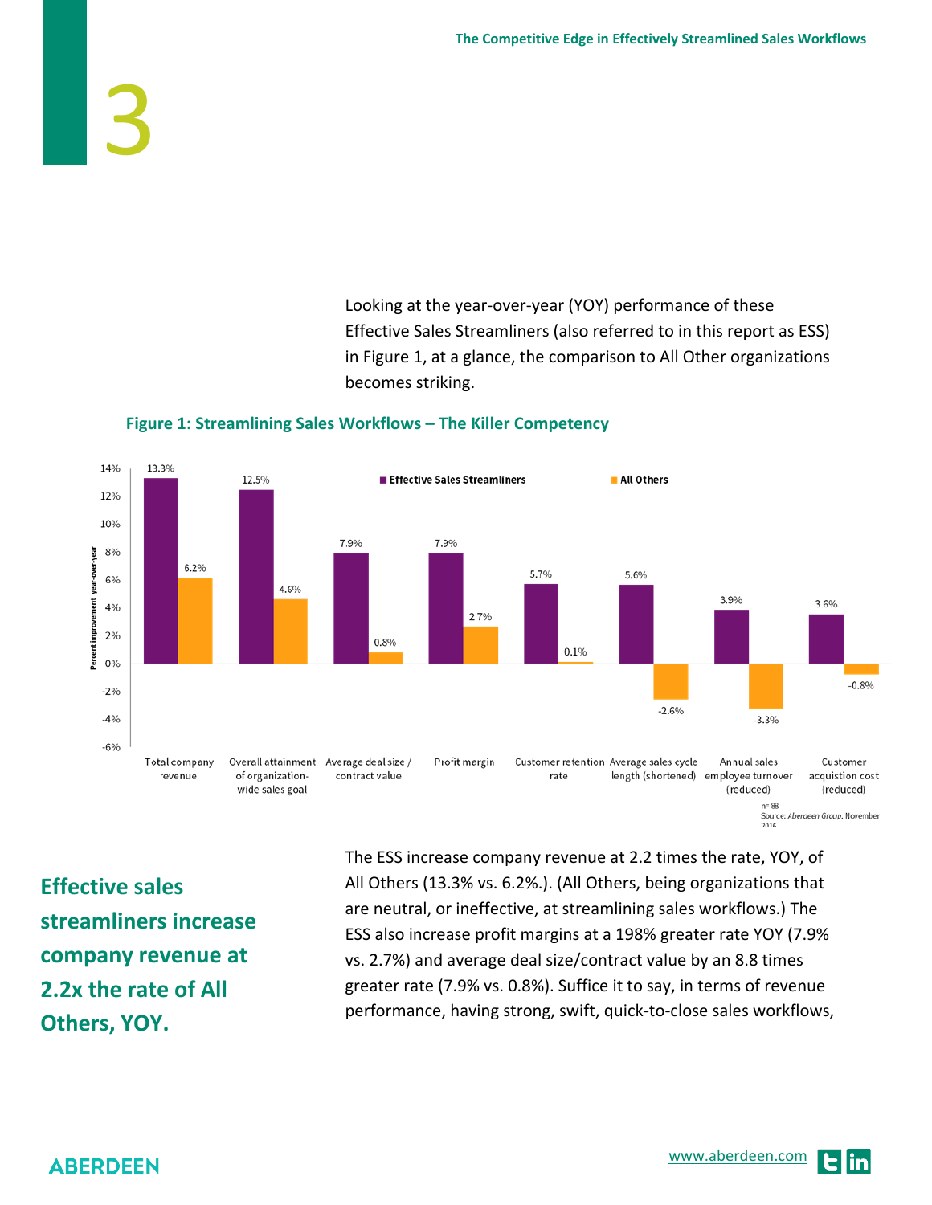Looking at the year-over-year (YOY) performance of these Effective Sales Streamliners (also referred to in this report as ESS) in Figure 1, at a glance, the comparison to All Other organizations becomes striking.

**Figure 1: Streamlining Sales Workflows – The Killer Competency**

Effective Sales Streamliners
All Others

Percent improvement year-over-year

14%
12%
10%
8%
6%
4%
2%
0%
-2%
-4%
-6%

Total company revenue: 13.3%, 6.2%
Overall attainment of organization-wide sales goal: 12.5%, 4.6%
Average deal size / contract value: 7.9%, 0.8%
Profit margin: 7.9%, 2.7%
Customer retention rate: 5.7%, 0.1%
Average sales cycle length (shortened): 5.6%, -2.6%
Annual sales employee turnover (reduced): 3.9%, -3.3%
Customer acquistion cost (reduced): 3.6%, -0.8%

n= 88
Source: *Aberdeen Group*, November 2016

**Effective sales streamliners increase company revenue at 2.2x the rate of All Others, YOY.**

The ESS increase company revenue at 2.2 times the rate, YOY, of All Others (13.3% vs. 6.2%.). (All Others, being organizations that are neutral, or ineffective, at streamlining sales workflows.) The ESS also increase profit margins at a 198% greater rate YOY (7.9% vs. 2.7%) and average deal size/contract value by an 8.8 times greater rate (7.9% vs. 0.8%). Suffice it to say, in terms of revenue performance, having strong, swift, quick-to-close sales workflows,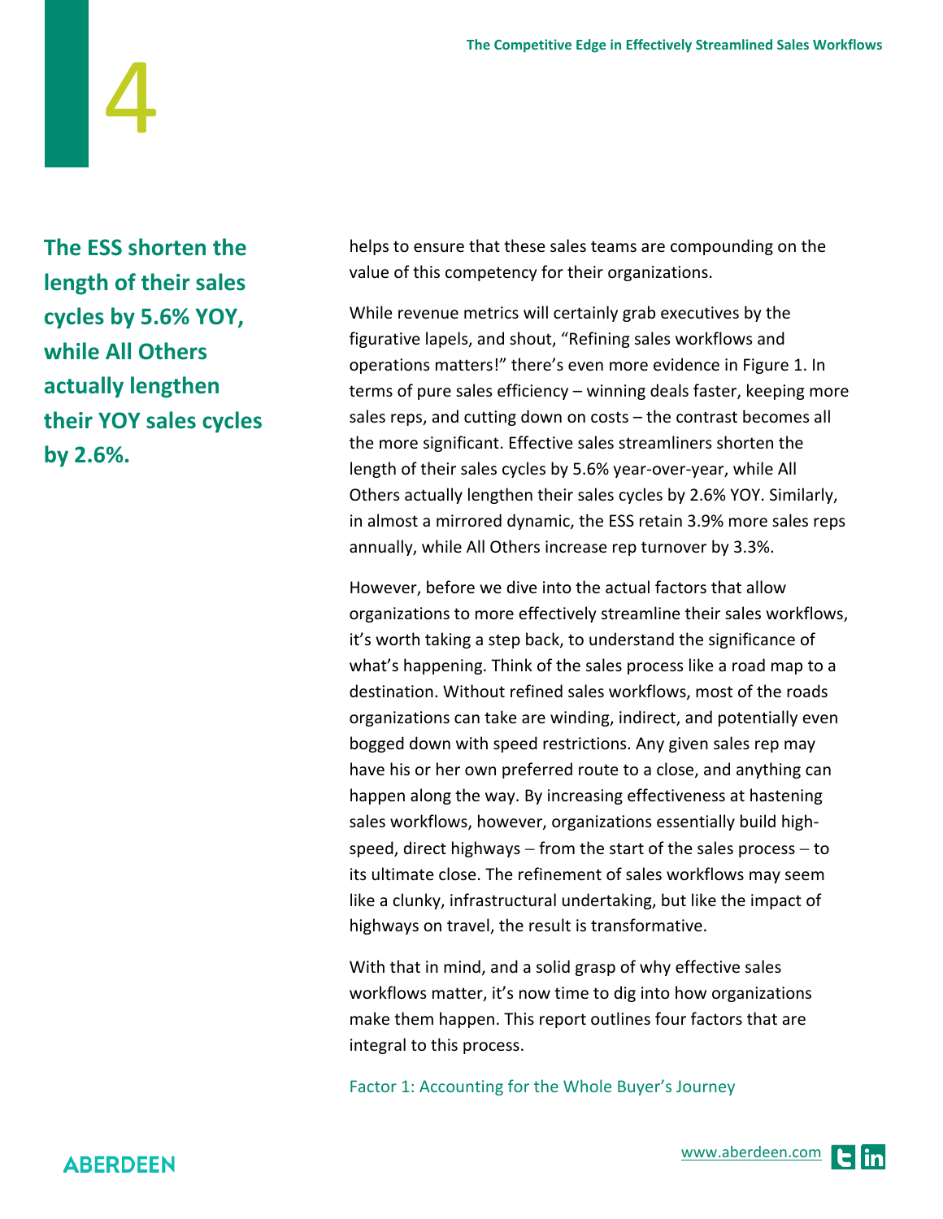**The ESS shorten the length of their sales cycles by 5.6% YOY, while All Others actually lengthen their YOY sales cycles by 2.6%.**

helps to ensure that these sales teams are compounding on the value of this competency for their organizations.

While revenue metrics will certainly grab executives by the figurative lapels, and shout, “Refining sales workflows and operations matters!” there’s even more evidence in Figure 1. In terms of pure sales efficiency – winning deals faster, keeping more sales reps, and cutting down on costs – the contrast becomes all the more significant. Effective sales streamliners shorten the length of their sales cycles by 5.6% year-over-year, while All Others actually lengthen their sales cycles by 2.6% YOY. Similarly, in almost a mirrored dynamic, the ESS retain 3.9% more sales reps annually, while All Others increase rep turnover by 3.3%.

However, before we dive into the actual factors that allow organizations to more effectively streamline their sales workflows, it’s worth taking a step back, to understand the significance of what’s happening. Think of the sales process like a road map to a destination. Without refined sales workflows, most of the roads organizations can take are winding, indirect, and potentially even bogged down with speed restrictions. Any given sales rep may have his or her own preferred route to a close, and anything can happen along the way. By increasing effectiveness at hastening sales workflows, however, organizations essentially build high-speed, direct highways – from the start of the sales process – to its ultimate close. The refinement of sales workflows may seem like a clunky, infrastructural undertaking, but like the impact of highways on travel, the result is transformative.

With that in mind, and a solid grasp of why effective sales workflows matter, it’s now time to dig into how organizations make them happen. This report outlines four factors that are integral to this process.

## Factor 1: Accounting for the Whole Buyer’s Journey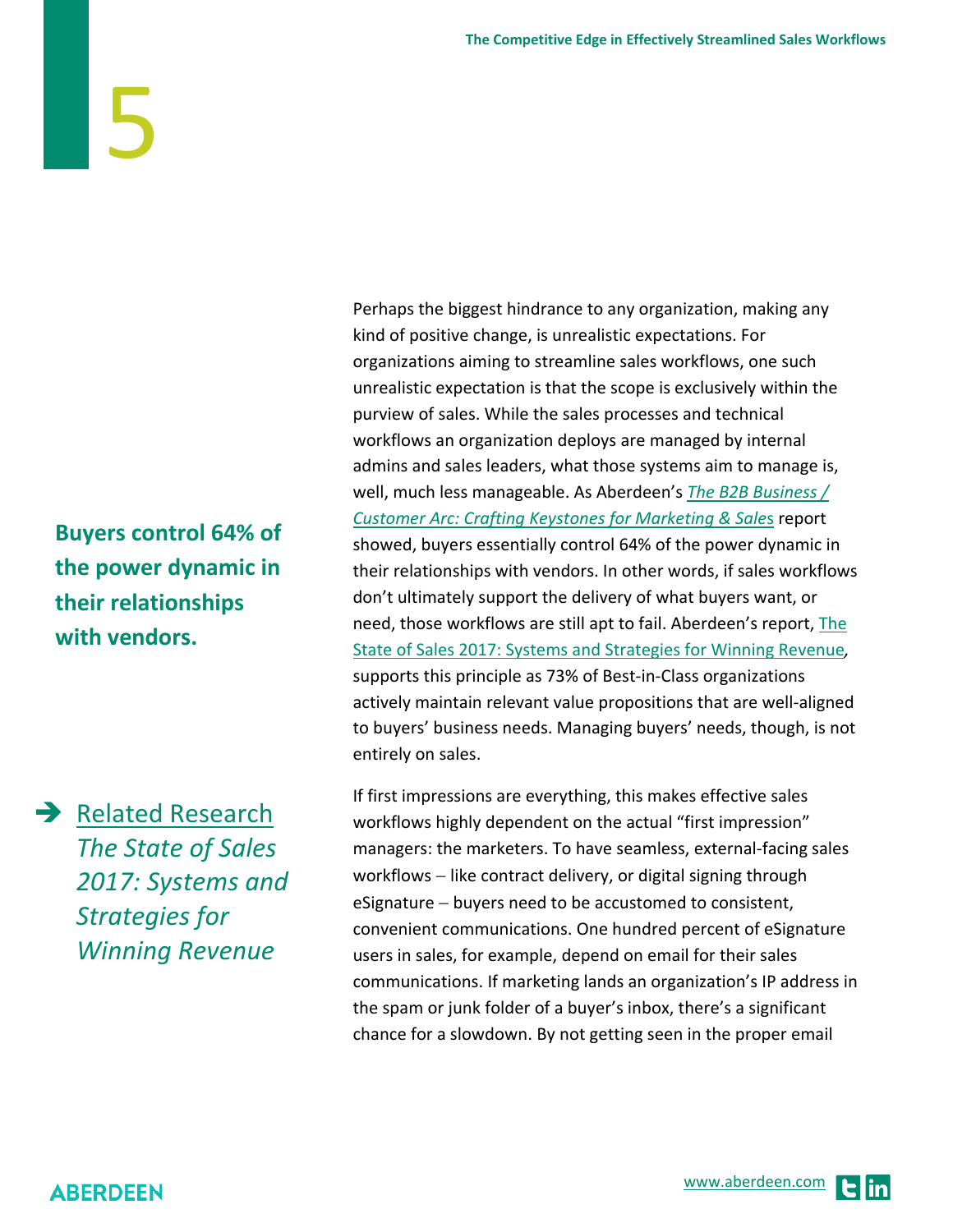Perhaps the biggest hindrance to any organization, making any kind of positive change, is unrealistic expectations. For organizations aiming to streamline sales workflows, one such unrealistic expectation is that the scope is exclusively within the purview of sales. While the sales processes and technical workflows an organization deploys are managed by internal admins and sales leaders, what those systems aim to manage is, well, much less manageable. As Aberdeen's *The B2B Business / Customer Arc: Crafting Keystones for Marketing & Sales* report showed, buyers essentially control 64% of the power dynamic in their relationships with vendors. In other words, if sales workflows don't ultimately support the delivery of what buyers want, or need, those workflows are still apt to fail. Aberdeen's report, The State of Sales 2017: Systems and Strategies for Winning Revenue, supports this principle as 73% of Best-in-Class organizations actively maintain relevant value propositions that are well-aligned to buyers' business needs. Managing buyers' needs, though, is not entirely on sales.

**Buyers control 64% of the power dynamic in their relationships with vendors.**

➔ Related Research
*The State of Sales 2017: Systems and Strategies for Winning Revenue*

If first impressions are everything, this makes effective sales workflows highly dependent on the actual "first impression" managers: the marketers. To have seamless, external-facing sales workflows – like contract delivery, or digital signing through eSignature – buyers need to be accustomed to consistent, convenient communications. One hundred percent of eSignature users in sales, for example, depend on email for their sales communications. If marketing lands an organization's IP address in the spam or junk folder of a buyer's inbox, there's a significant chance for a slowdown. By not getting seen in the proper email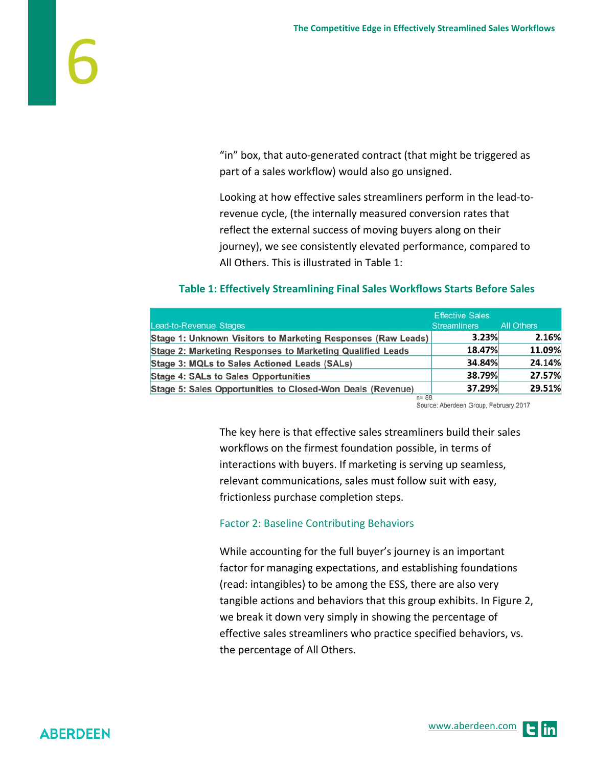"in" box, that auto-generated contract (that might be triggered as part of a sales workflow) would also go unsigned.

Looking at how effective sales streamliners perform in the lead-to-revenue cycle, (the internally measured conversion rates that reflect the external success of moving buyers along on their journey), we see consistently elevated performance, compared to All Others. This is illustrated in Table 1:

**Table 1: Effectively Streamlining Final Sales Workflows Starts Before Sales**

| Lead-to-Revenue Stages | Effective Sales Streamliners | All Others |
| --- | --- | --- |
| Stage 1: Unknown Visitors to Marketing Responses (Raw Leads) | 3.23% | 2.16% |
| Stage 2: Marketing Responses to Marketing Qualified Leads | 18.47% | 11.09% |
| Stage 3: MQLs to Sales Actioned Leads (SALs) | 34.84% | 24.14% |
| Stage 4: SALs to Sales Opportunities | 38.79% | 27.57% |
| Stage 5: Sales Opportunities to Closed-Won Deals (Revenue) | 37.29% | 29.51% |

n= 88

Source: Aberdeen Group, February 2017

The key here is that effective sales streamliners build their sales workflows on the firmest foundation possible, in terms of interactions with buyers. If marketing is serving up seamless, relevant communications, sales must follow suit with easy, frictionless purchase completion steps.

### Factor 2: Baseline Contributing Behaviors

While accounting for the full buyer's journey is an important factor for managing expectations, and establishing foundations (read: intangibles) to be among the ESS, there are also very tangible actions and behaviors that this group exhibits. In Figure 2, we break it down very simply in showing the percentage of effective sales streamliners who practice specified behaviors, vs. the percentage of All Others.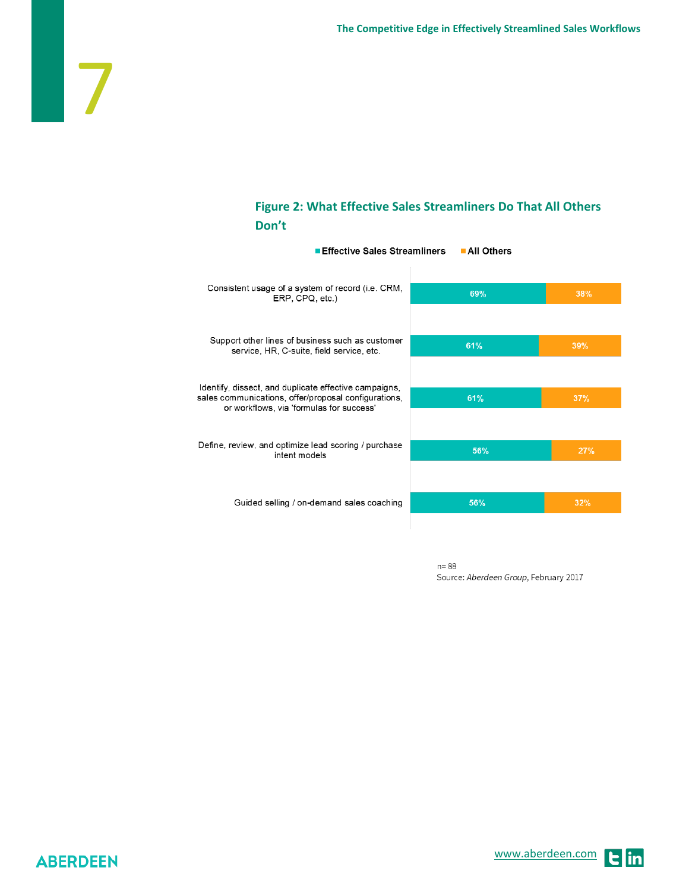**Figure 2: What Effective Sales Streamliners Do That All Others Don't**

Effective Sales Streamliners
All Others

Consistent usage of a system of record (i.e. CRM, ERP, CPQ, etc.)
69%
38%

Support other lines of business such as customer service, HR, C-suite, field service, etc.
61%
39%

Identify, dissect, and duplicate effective campaigns, sales communications, offer/proposal configurations, or workflows, via 'formulas for success'
61%
37%

Define, review, and optimize lead scoring / purchase intent models
56%
27%

Guided selling / on-demand sales coaching
56%
32%

n= 88
Source: *Aberdeen Group,* February 2017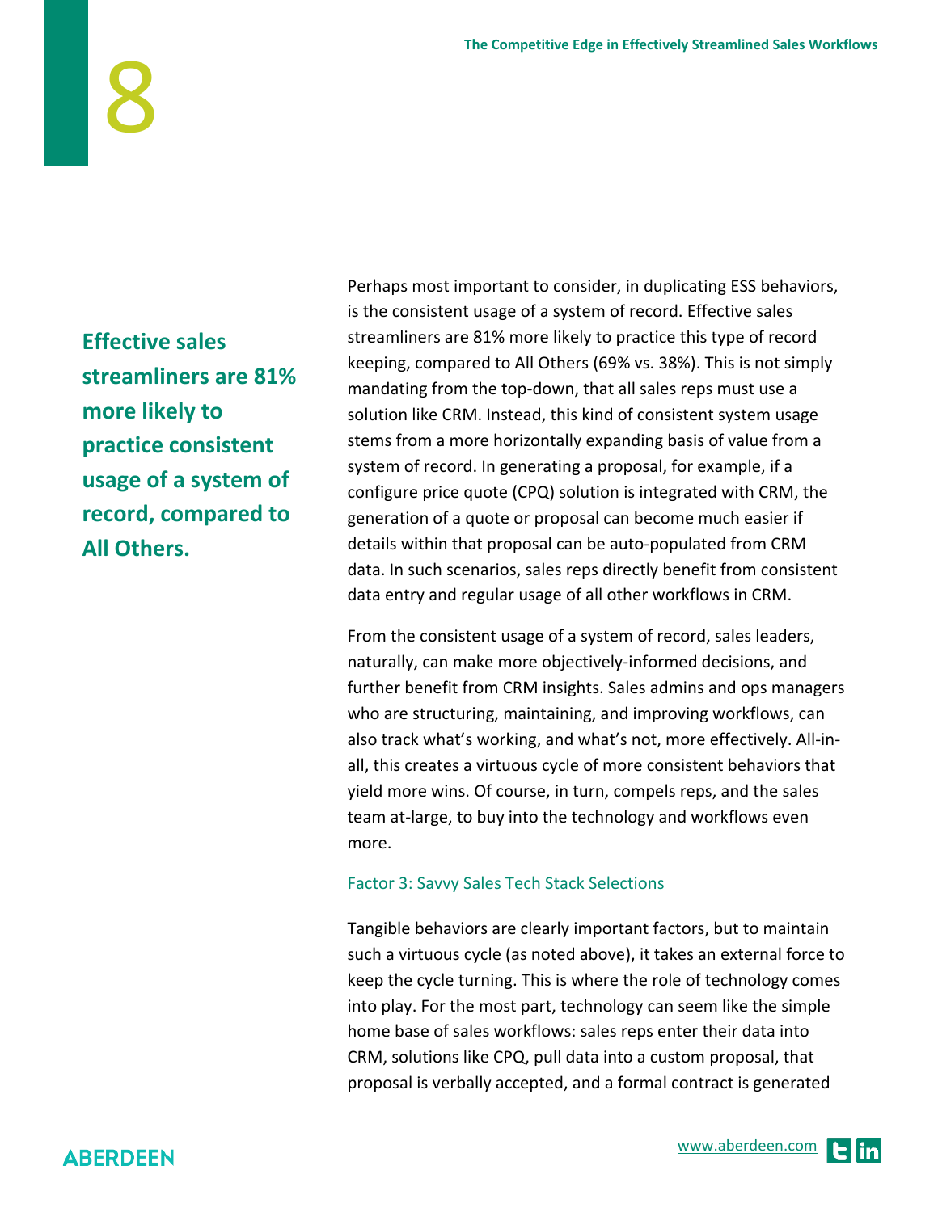**Effective sales streamliners are 81% more likely to practice consistent usage of a system of record, compared to All Others.**

Perhaps most important to consider, in duplicating ESS behaviors, is the consistent usage of a system of record. Effective sales streamliners are 81% more likely to practice this type of record keeping, compared to All Others (69% vs. 38%). This is not simply mandating from the top-down, that all sales reps must use a solution like CRM. Instead, this kind of consistent system usage stems from a more horizontally expanding basis of value from a system of record. In generating a proposal, for example, if a configure price quote (CPQ) solution is integrated with CRM, the generation of a quote or proposal can become much easier if details within that proposal can be auto-populated from CRM data. In such scenarios, sales reps directly benefit from consistent data entry and regular usage of all other workflows in CRM.

From the consistent usage of a system of record, sales leaders, naturally, can make more objectively-informed decisions, and further benefit from CRM insights. Sales admins and ops managers who are structuring, maintaining, and improving workflows, can also track what's working, and what's not, more effectively. All-in-all, this creates a virtuous cycle of more consistent behaviors that yield more wins. Of course, in turn, compels reps, and the sales team at-large, to buy into the technology and workflows even more.

### Factor 3: Savvy Sales Tech Stack Selections

Tangible behaviors are clearly important factors, but to maintain such a virtuous cycle (as noted above), it takes an external force to keep the cycle turning. This is where the role of technology comes into play. For the most part, technology can seem like the simple home base of sales workflows: sales reps enter their data into CRM, solutions like CPQ, pull data into a custom proposal, that proposal is verbally accepted, and a formal contract is generated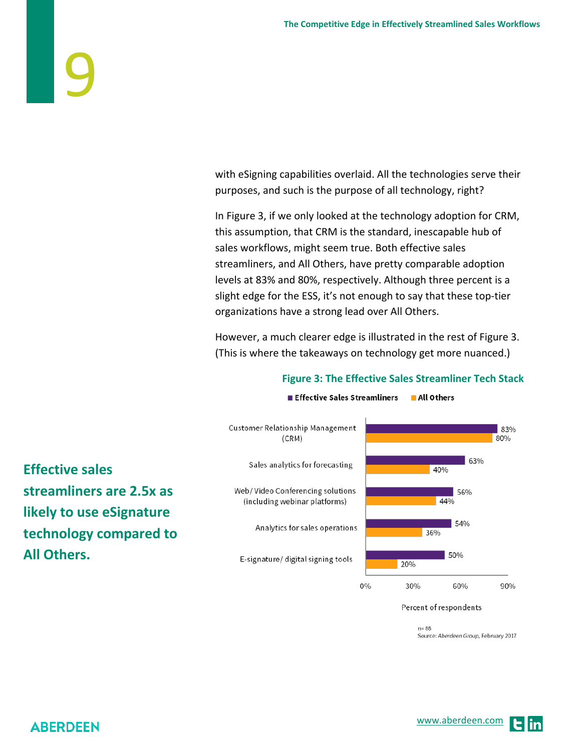with eSigning capabilities overlaid. All the technologies serve their purposes, and such is the purpose of all technology, right?

In Figure 3, if we only looked at the technology adoption for CRM, this assumption, that CRM is the standard, inescapable hub of sales workflows, might seem true. Both effective sales streamliners, and All Others, have pretty comparable adoption levels at 83% and 80%, respectively. Although three percent is a slight edge for the ESS, it's not enough to say that these top-tier organizations have a strong lead over All Others.

However, a much clearer edge is illustrated in the rest of Figure 3. (This is where the takeaways on technology get more nuanced.)

**Effective sales streamliners are 2.5x as likely to use eSignature technology compared to All Others.**

**Figure 3: The Effective Sales Streamliner Tech Stack**

Effective Sales Streamliners
All Others

Customer Relationship Management (CRM)
83%
80%

Sales analytics for forecasting
63%
40%

Web/ Video Conferencing solutions (including webinar platforms)
56%
44%

Analytics for sales operations
54%
36%

E-signature/ digital signing tools
50%
20%

0%
30%
60%
90%

Percent of respondents

n= 88
Source: *Aberdeen Group*, February 2017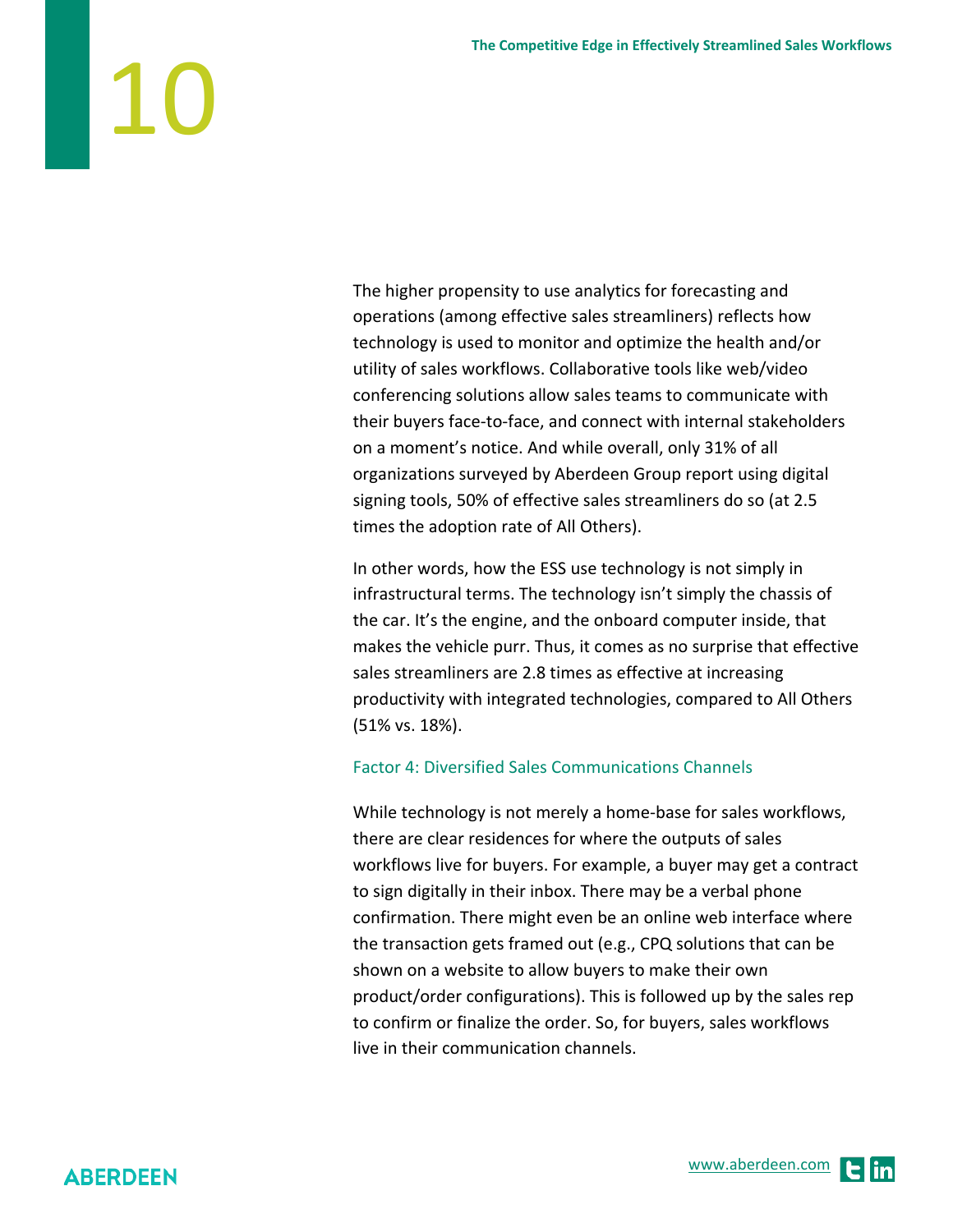The higher propensity to use analytics for forecasting and operations (among effective sales streamliners) reflects how technology is used to monitor and optimize the health and/or utility of sales workflows. Collaborative tools like web/video conferencing solutions allow sales teams to communicate with their buyers face-to-face, and connect with internal stakeholders on a moment's notice. And while overall, only 31% of all organizations surveyed by Aberdeen Group report using digital signing tools, 50% of effective sales streamliners do so (at 2.5 times the adoption rate of All Others).

In other words, how the ESS use technology is not simply in infrastructural terms. The technology isn't simply the chassis of the car. It's the engine, and the onboard computer inside, that makes the vehicle purr. Thus, it comes as no surprise that effective sales streamliners are 2.8 times as effective at increasing productivity with integrated technologies, compared to All Others (51% vs. 18%).

### Factor 4: Diversified Sales Communications Channels

While technology is not merely a home-base for sales workflows, there are clear residences for where the outputs of sales workflows live for buyers. For example, a buyer may get a contract to sign digitally in their inbox. There may be a verbal phone confirmation. There might even be an online web interface where the transaction gets framed out (e.g., CPQ solutions that can be shown on a website to allow buyers to make their own product/order configurations). This is followed up by the sales rep to confirm or finalize the order. So, for buyers, sales workflows live in their communication channels.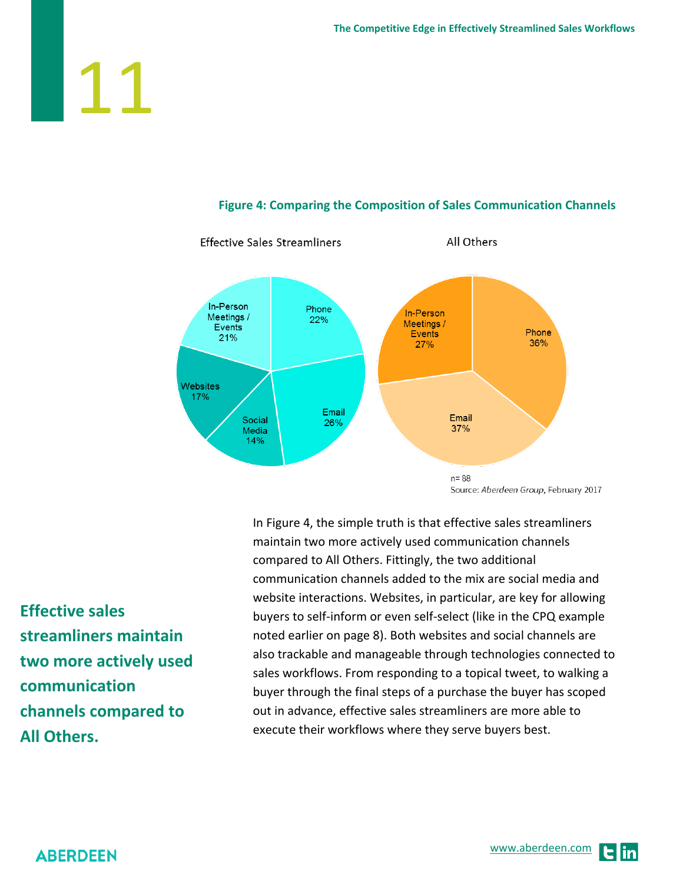**Figure 4: Comparing the Composition of Sales Communication Channels**

Effective Sales Streamliners

In-Person Meetings / Events 21%
Phone 22%
Websites 17%
Social Media 14%
Email 26%

All Others

In-Person Meetings / Events 27%
Phone 36%
Email 37%

n= 88
Source: *Aberdeen Group*, February 2017

**Effective sales streamliners maintain two more actively used communication channels compared to All Others.**

In Figure 4, the simple truth is that effective sales streamliners maintain two more actively used communication channels compared to All Others. Fittingly, the two additional communication channels added to the mix are social media and website interactions. Websites, in particular, are key for allowing buyers to self-inform or even self-select (like in the CPQ example noted earlier on page 8). Both websites and social channels are also trackable and manageable through technologies connected to sales workflows. From responding to a topical tweet, to walking a buyer through the final steps of a purchase the buyer has scoped out in advance, effective sales streamliners are more able to execute their workflows where they serve buyers best.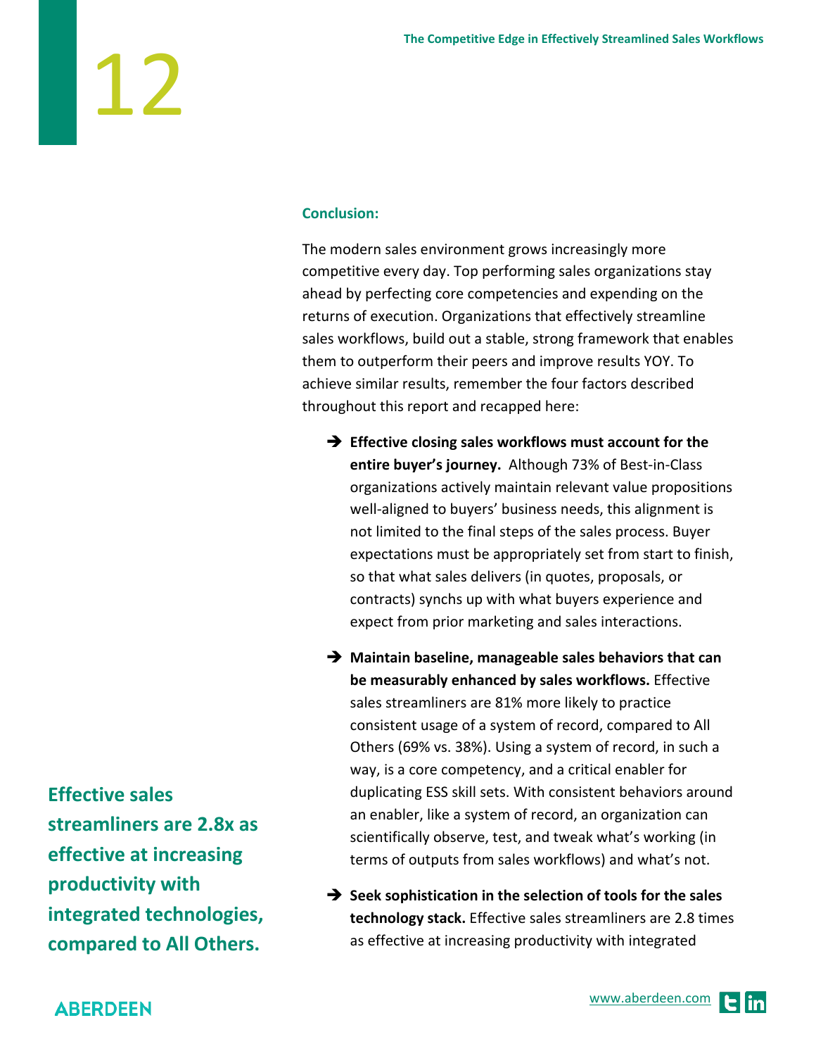**Conclusion:**

The modern sales environment grows increasingly more competitive every day. Top performing sales organizations stay ahead by perfecting core competencies and expending on the returns of execution. Organizations that effectively streamline sales workflows, build out a stable, strong framework that enables them to outperform their peers and improve results YOY. To achieve similar results, remember the four factors described throughout this report and recapped here:

- **Effective closing sales workflows must account for the entire buyer's journey.** Although 73% of Best-in-Class organizations actively maintain relevant value propositions well-aligned to buyers' business needs, this alignment is not limited to the final steps of the sales process. Buyer expectations must be appropriately set from start to finish, so that what sales delivers (in quotes, proposals, or contracts) synchs up with what buyers experience and expect from prior marketing and sales interactions.
- **Maintain baseline, manageable sales behaviors that can be measurably enhanced by sales workflows.** Effective sales streamliners are 81% more likely to practice consistent usage of a system of record, compared to All Others (69% vs. 38%). Using a system of record, in such a way, is a core competency, and a critical enabler for duplicating ESS skill sets. With consistent behaviors around an enabler, like a system of record, an organization can scientifically observe, test, and tweak what's working (in terms of outputs from sales workflows) and what's not.
- **Seek sophistication in the selection of tools for the sales technology stack.** Effective sales streamliners are 2.8 times as effective at increasing productivity with integrated

**Effective sales streamliners are 2.8x as effective at increasing productivity with integrated technologies, compared to All Others.**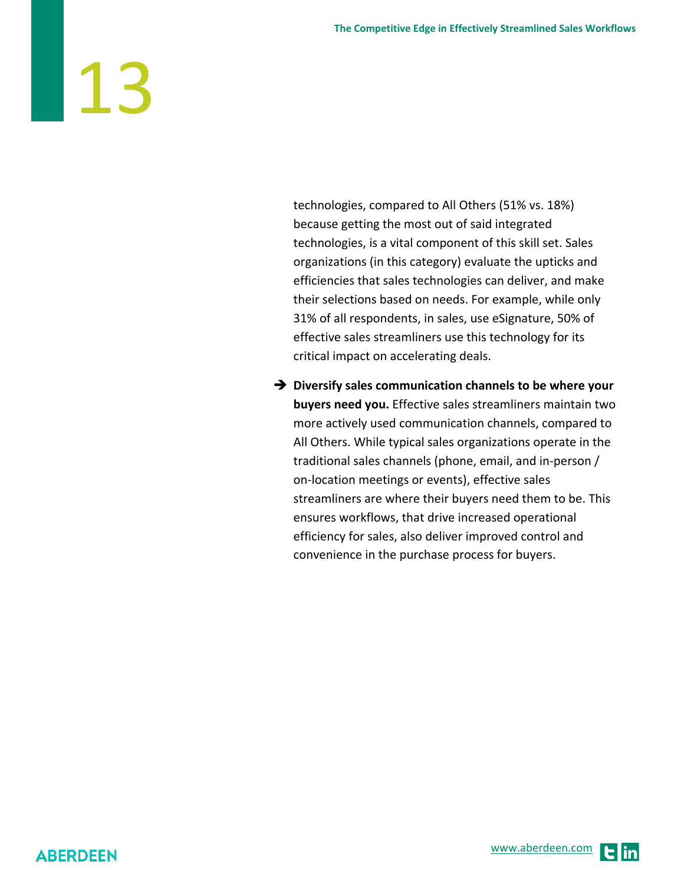technologies, compared to All Others (51% vs. 18%) because getting the most out of said integrated technologies, is a vital component of this skill set. Sales organizations (in this category) evaluate the upticks and efficiencies that sales technologies can deliver, and make their selections based on needs. For example, while only 31% of all respondents, in sales, use eSignature, 50% of effective sales streamliners use this technology for its critical impact on accelerating deals.

➔ **Diversify sales communication channels to be where your buyers need you.** Effective sales streamliners maintain two more actively used communication channels, compared to All Others. While typical sales organizations operate in the traditional sales channels (phone, email, and in-person / on-location meetings or events), effective sales streamliners are where their buyers need them to be. This ensures workflows, that drive increased operational efficiency for sales, also deliver improved control and convenience in the purchase process for buyers.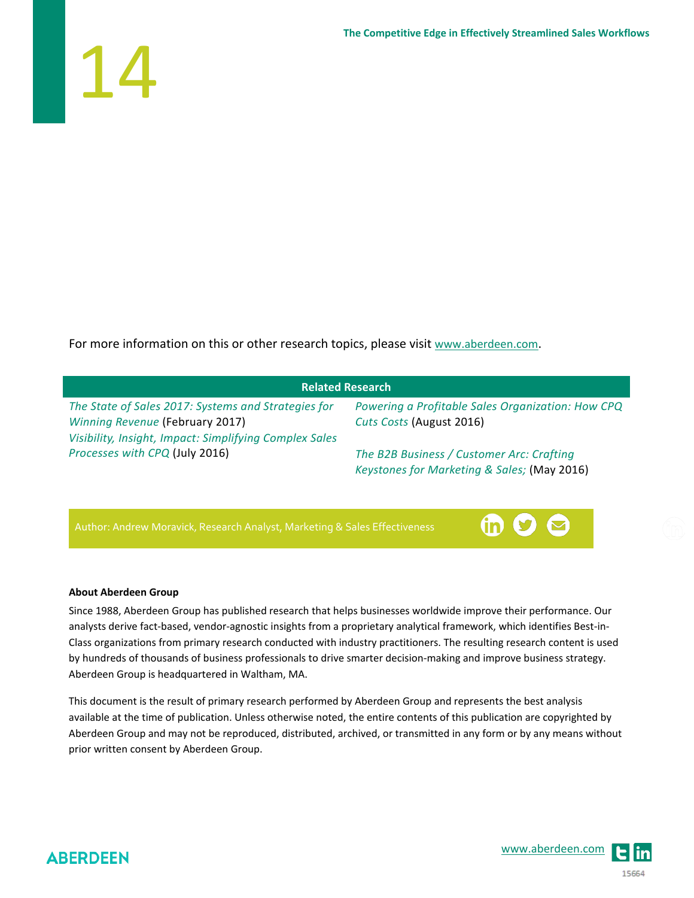For more information on this or other research topics, please visit www.aberdeen.com.

## Related Research

*The State of Sales 2017: Systems and Strategies for Winning Revenue* (February 2017)

*Visibility, Insight, Impact: Simplifying Complex Sales Processes with CPQ* (July 2016)

*Powering a Profitable Sales Organization: How CPQ Cuts Costs* (August 2016)

*The B2B Business / Customer Arc: Crafting Keystones for Marketing & Sales;* (May 2016)

Author: Andrew Moravick, Research Analyst, Marketing & Sales Effectiveness

**About Aberdeen Group**

Since 1988, Aberdeen Group has published research that helps businesses worldwide improve their performance. Our analysts derive fact-based, vendor-agnostic insights from a proprietary analytical framework, which identifies Best-in-Class organizations from primary research conducted with industry practitioners. The resulting research content is used by hundreds of thousands of business professionals to drive smarter decision-making and improve business strategy. Aberdeen Group is headquartered in Waltham, MA.

This document is the result of primary research performed by Aberdeen Group and represents the best analysis available at the time of publication. Unless otherwise noted, the entire contents of this publication are copyrighted by Aberdeen Group and may not be reproduced, distributed, archived, or transmitted in any form or by any means without prior written consent by Aberdeen Group.

15664